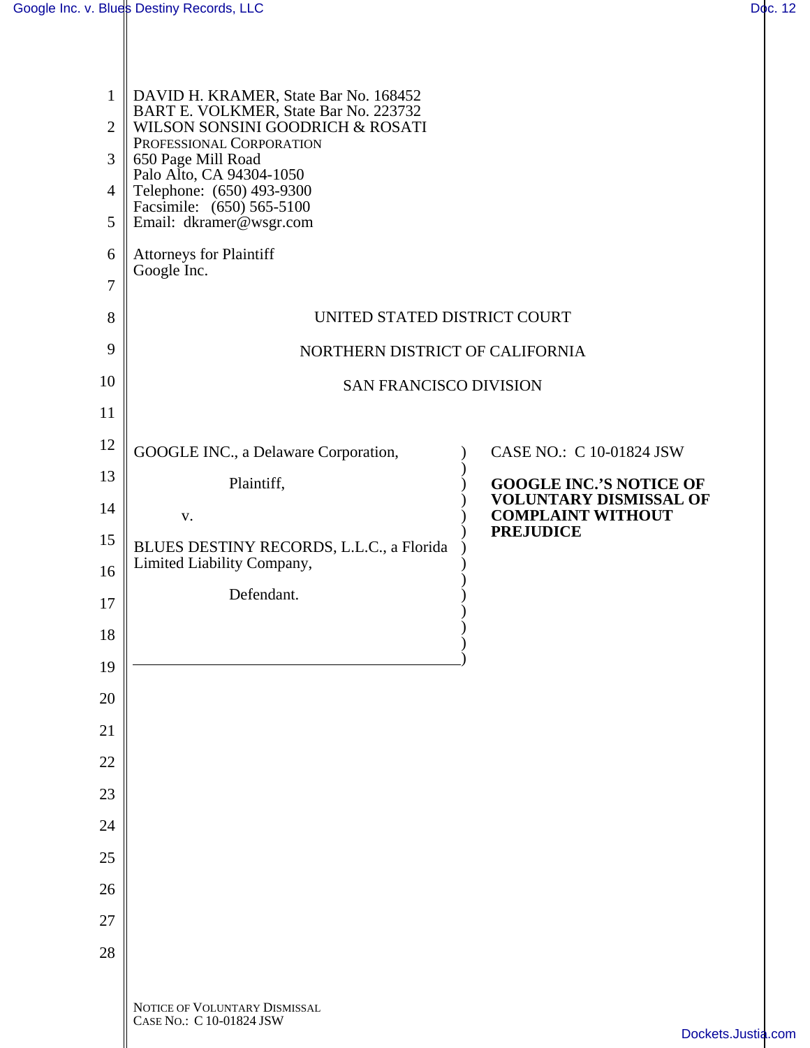DAVID H. KRAMER, State Bar No. 168452
BART E. VOLKMER, State Bar No. 223732
WILSON SONSINI GOODRICH & ROSATI
PROFESSIONAL CORPORATION
650 Page Mill Road
Palo Alto, CA 94304-1050
Telephone: (650) 493-9300
Facsimile: (650) 565-5100
Email: dkramer@wsgr.com

Attorneys for Plaintiff
Google Inc.

UNITED STATED DISTRICT COURT

NORTHERN DISTRICT OF CALIFORNIA

SAN FRANCISCO DIVISION

GOOGLE INC., a Delaware Corporation,

Plaintiff,

v.

BLUES DESTINY RECORDS, L.L.C., a Florida Limited Liability Company,

Defendant.

CASE NO.: C 10-01824 JSW

**GOOGLE INC.'S NOTICE OF VOLUNTARY DISMISSAL OF COMPLAINT WITHOUT PREJUDICE**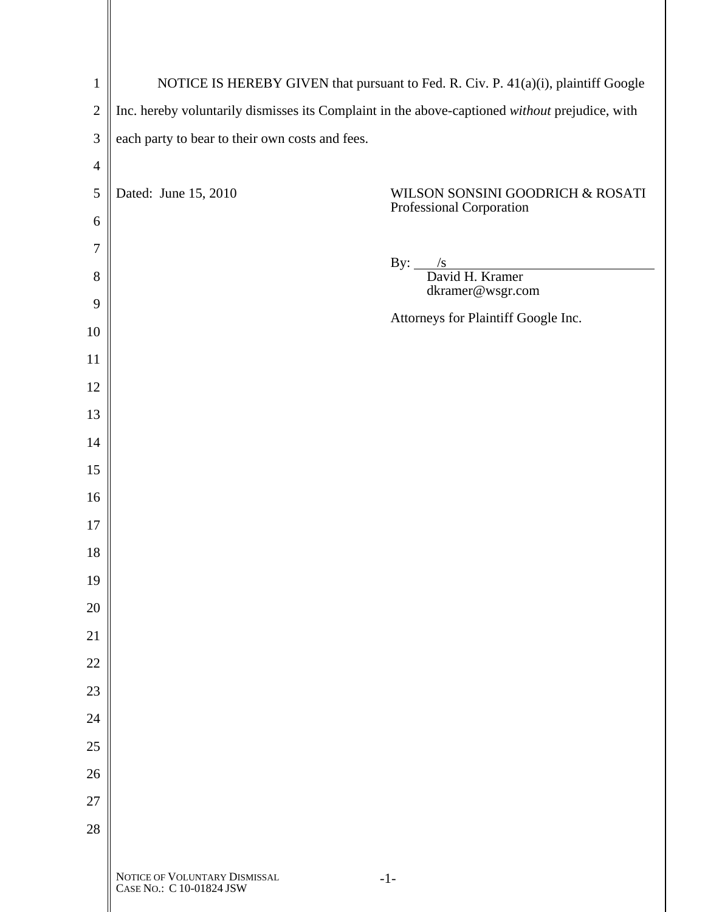NOTICE IS HEREBY GIVEN that pursuant to Fed. R. Civ. P. 41(a)(i), plaintiff Google Inc. hereby voluntarily dismisses its Complaint in the above-captioned *without* prejudice, with each party to bear to their own costs and fees.

Dated: June 15, 2010

WILSON SONSINI GOODRICH & ROSATI
Professional Corporation

By: /s
David H. Kramer
dkramer@wsgr.com

Attorneys for Plaintiff Google Inc.

NOTICE OF VOLUNTARY DISMISSAL
CASE NO.: C 10-01824 JSW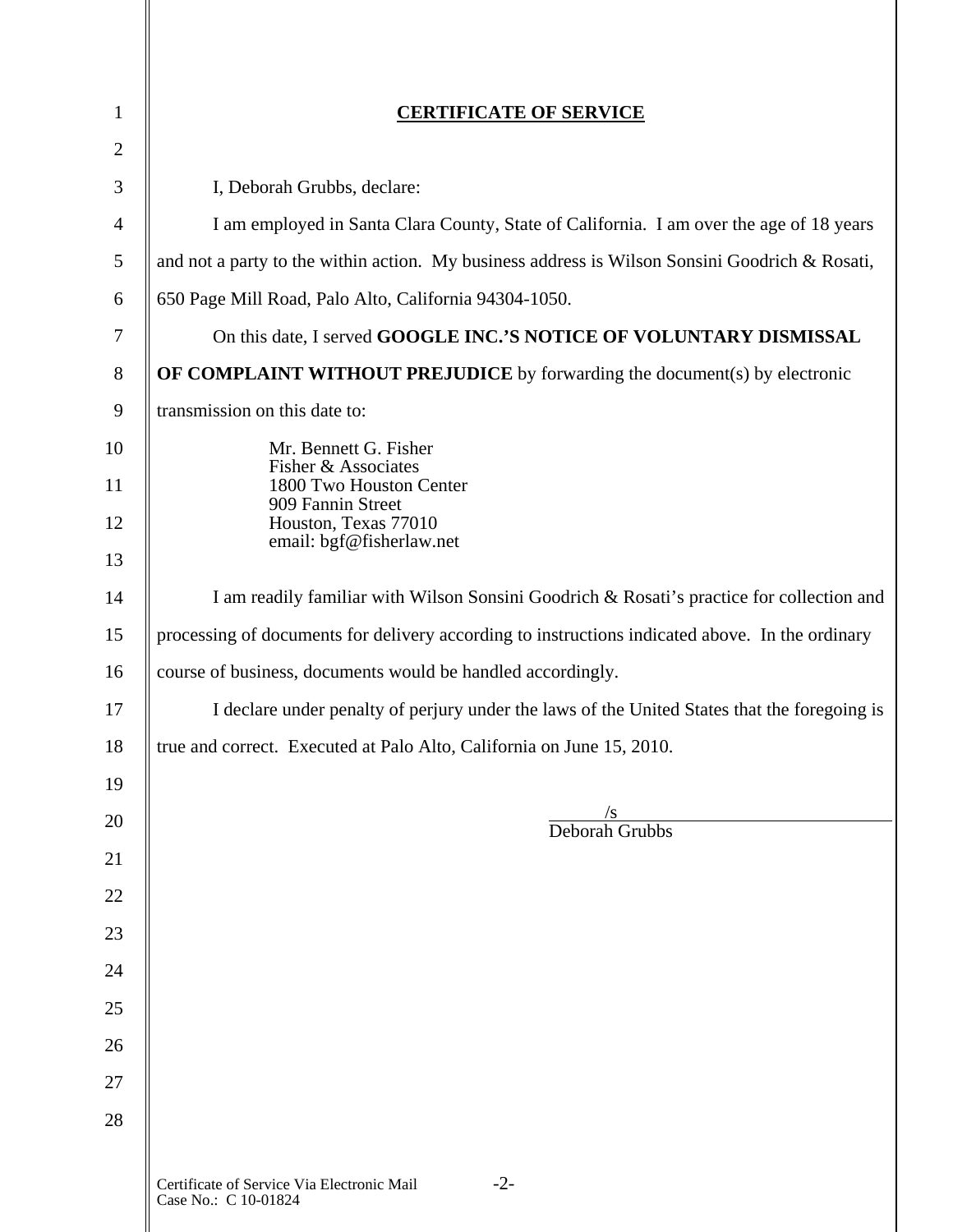# CERTIFICATE OF SERVICE

I, Deborah Grubbs, declare:

I am employed in Santa Clara County, State of California. I am over the age of 18 years and not a party to the within action. My business address is Wilson Sonsini Goodrich & Rosati, 650 Page Mill Road, Palo Alto, California 94304-1050.

On this date, I served **GOOGLE INC.'S NOTICE OF VOLUNTARY DISMISSAL OF COMPLAINT WITHOUT PREJUDICE** by forwarding the document(s) by electronic transmission on this date to:

Mr. Bennett G. Fisher
Fisher & Associates
1800 Two Houston Center
909 Fannin Street
Houston, Texas 77010
email: bgf@fisherlaw.net

I am readily familiar with Wilson Sonsini Goodrich & Rosati's practice for collection and processing of documents for delivery according to instructions indicated above. In the ordinary course of business, documents would be handled accordingly.

I declare under penalty of perjury under the laws of the United States that the foregoing is true and correct. Executed at Palo Alto, California on June 15, 2010.

/s
Deborah Grubbs

Certificate of Service Via Electronic Mail
Case No.: C 10-01824